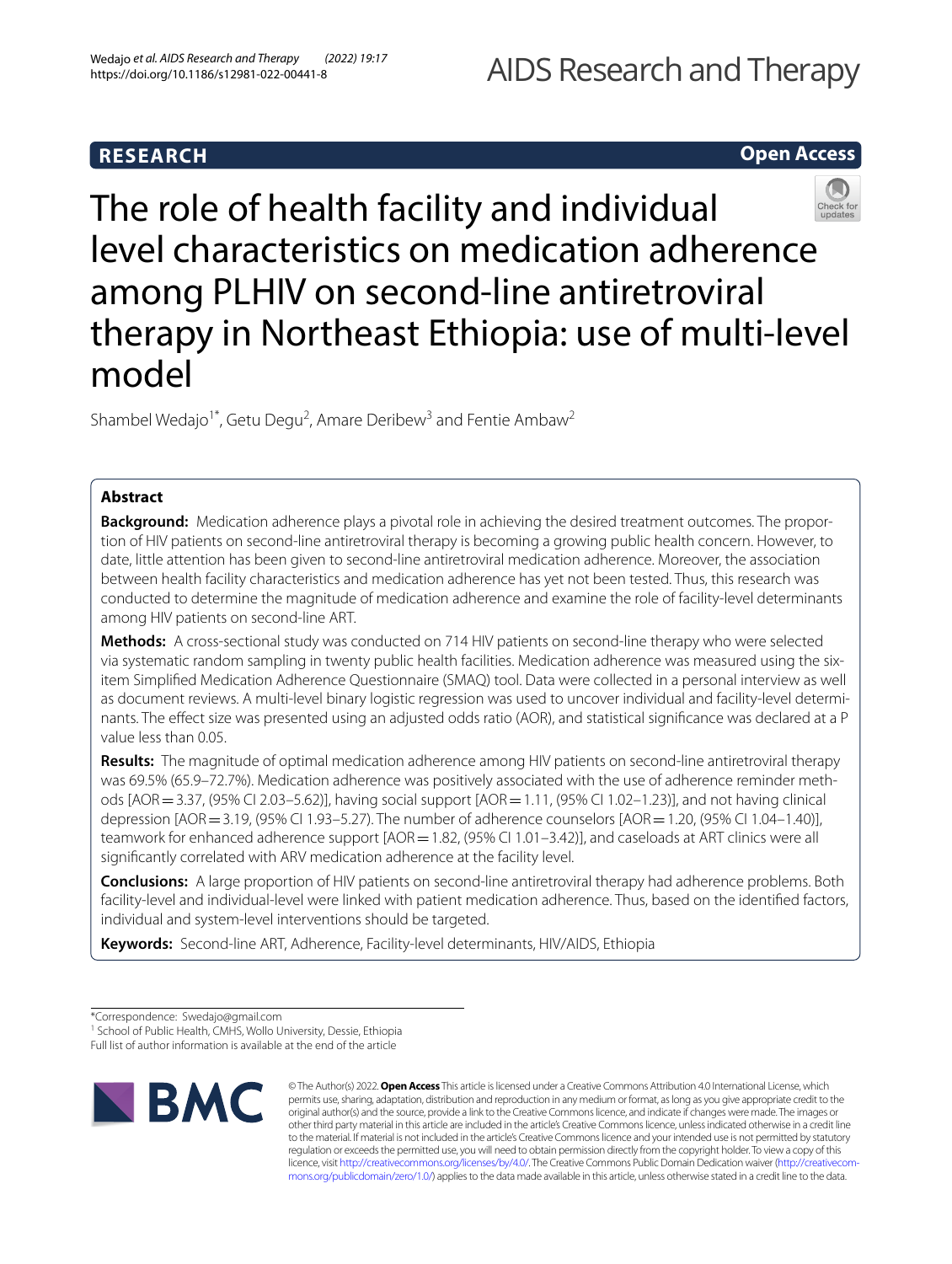RESEARCH

Open Access

# The role of health facility and individual level characteristics on medication adherence among PLHIV on second-line antiretroviral therapy in Northeast Ethiopia: use of multi-level model

Shambel Wedajo[1*], Getu Degu[2], Amare Deribew[3] and Fentie Ambaw[2]

## Abstract

**Background:** Medication adherence plays a pivotal role in achieving the desired treatment outcomes. The proportion of HIV patients on second-line antiretroviral therapy is becoming a growing public health concern. However, to date, little attention has been given to second-line antiretroviral medication adherence. Moreover, the association between health facility characteristics and medication adherence has yet not been tested. Thus, this research was conducted to determine the magnitude of medication adherence and examine the role of facility-level determinants among HIV patients on second-line ART.

**Methods:** A cross-sectional study was conducted on 714 HIV patients on second-line therapy who were selected via systematic random sampling in twenty public health facilities. Medication adherence was measured using the six-item Simplified Medication Adherence Questionnaire (SMAQ) tool. Data were collected in a personal interview as well as document reviews. A multi-level binary logistic regression was used to uncover individual and facility-level determinants. The effect size was presented using an adjusted odds ratio (AOR), and statistical significance was declared at a P value less than 0.05.

**Results:** The magnitude of optimal medication adherence among HIV patients on second-line antiretroviral therapy was 69.5% (65.9–72.7%). Medication adherence was positively associated with the use of adherence reminder methods [AOR = 3.37, (95% CI 2.03–5.62)], having social support [AOR = 1.11, (95% CI 1.02–1.23)], and not having clinical depression [AOR = 3.19, (95% CI 1.93–5.27). The number of adherence counselors [AOR = 1.20, (95% CI 1.04–1.40)], teamwork for enhanced adherence support [AOR = 1.82, (95% CI 1.01–3.42)], and caseloads at ART clinics were all significantly correlated with ARV medication adherence at the facility level.

**Conclusions:** A large proportion of HIV patients on second-line antiretroviral therapy had adherence problems. Both facility-level and individual-level were linked with patient medication adherence. Thus, based on the identified factors, individual and system-level interventions should be targeted.

**Keywords:** Second-line ART, Adherence, Facility-level determinants, HIV/AIDS, Ethiopia

*Correspondence: Swedajo@gmail.com

[1] School of Public Health, CMHS, Wollo University, Dessie, Ethiopia

Full list of author information is available at the end of the article

© The Author(s) 2022. **Open Access** This article is licensed under a Creative Commons Attribution 4.0 International License, which permits use, sharing, adaptation, distribution and reproduction in any medium or format, as long as you give appropriate credit to the original author(s) and the source, provide a link to the Creative Commons licence, and indicate if changes were made. The images or other third party material in this article are included in the article's Creative Commons licence, unless indicated otherwise in a credit line to the material. If material is not included in the article's Creative Commons licence and your intended use is not permitted by statutory regulation or exceeds the permitted use, you will need to obtain permission directly from the copyright holder. To view a copy of this licence, visit http://creativecommons.org/licenses/by/4.0/. The Creative Commons Public Domain Dedication waiver (http://creativecommons.org/publicdomain/zero/1.0/) applies to the data made available in this article, unless otherwise stated in a credit line to the data.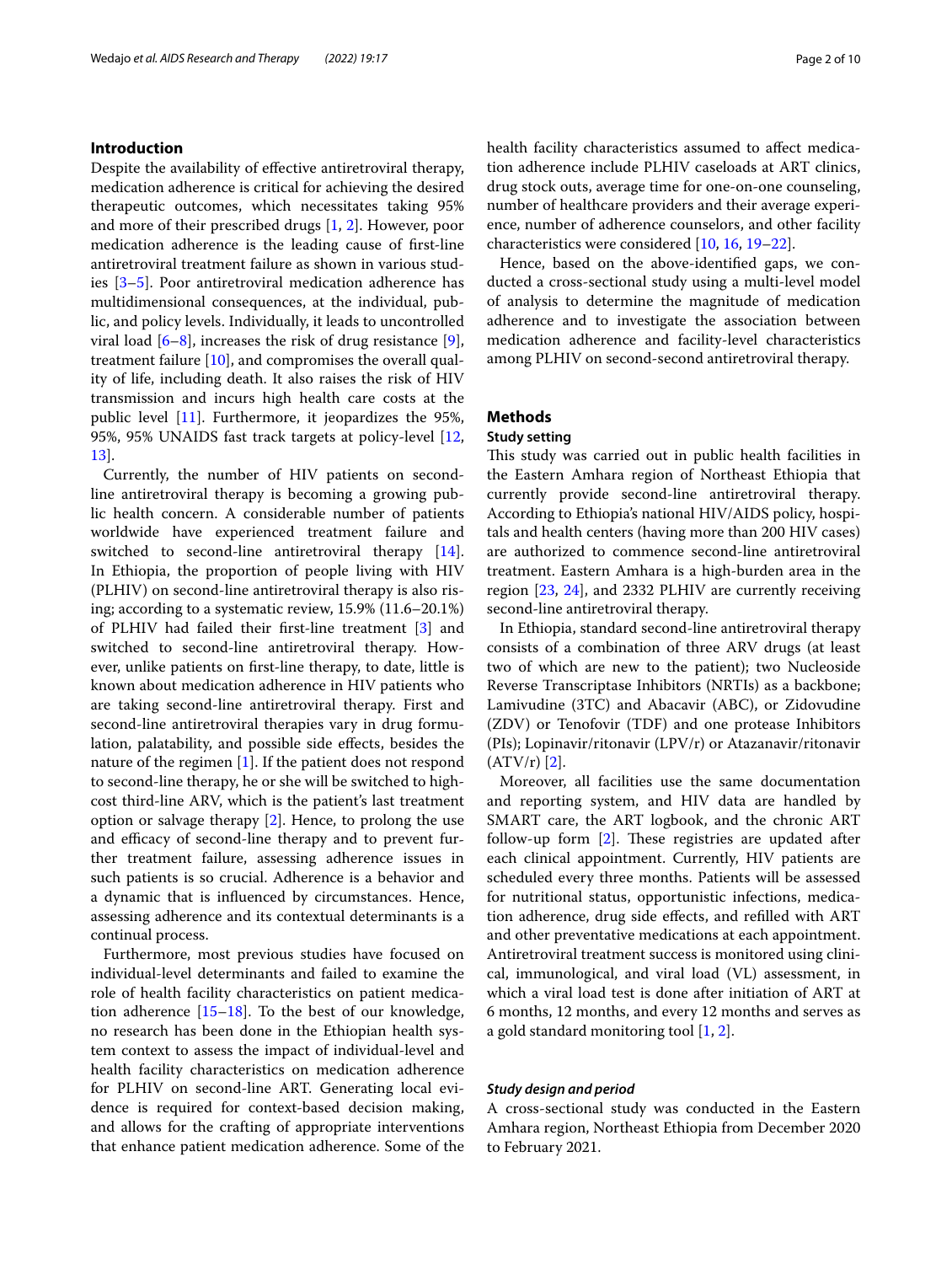## Introduction

Despite the availability of effective antiretroviral therapy, medication adherence is critical for achieving the desired therapeutic outcomes, which necessitates taking 95% and more of their prescribed drugs [1, 2]. However, poor medication adherence is the leading cause of first-line antiretroviral treatment failure as shown in various studies [3–5]. Poor antiretroviral medication adherence has multidimensional consequences, at the individual, public, and policy levels. Individually, it leads to uncontrolled viral load [6–8], increases the risk of drug resistance [9], treatment failure [10], and compromises the overall quality of life, including death. It also raises the risk of HIV transmission and incurs high health care costs at the public level [11]. Furthermore, it jeopardizes the 95%, 95%, 95% UNAIDS fast track targets at policy-level [12, 13].

Currently, the number of HIV patients on second-line antiretroviral therapy is becoming a growing public health concern. A considerable number of patients worldwide have experienced treatment failure and switched to second-line antiretroviral therapy [14]. In Ethiopia, the proportion of people living with HIV (PLHIV) on second-line antiretroviral therapy is also rising; according to a systematic review, 15.9% (11.6–20.1%) of PLHIV had failed their first-line treatment [3] and switched to second-line antiretroviral therapy. However, unlike patients on first-line therapy, to date, little is known about medication adherence in HIV patients who are taking second-line antiretroviral therapy. First and second-line antiretroviral therapies vary in drug formulation, palatability, and possible side effects, besides the nature of the regimen [1]. If the patient does not respond to second-line therapy, he or she will be switched to high-cost third-line ARV, which is the patient's last treatment option or salvage therapy [2]. Hence, to prolong the use and efficacy of second-line therapy and to prevent further treatment failure, assessing adherence issues in such patients is so crucial. Adherence is a behavior and a dynamic that is influenced by circumstances. Hence, assessing adherence and its contextual determinants is a continual process.

Furthermore, most previous studies have focused on individual-level determinants and failed to examine the role of health facility characteristics on patient medication adherence [15–18]. To the best of our knowledge, no research has been done in the Ethiopian health system context to assess the impact of individual-level and health facility characteristics on medication adherence for PLHIV on second-line ART. Generating local evidence is required for context-based decision making, and allows for the crafting of appropriate interventions that enhance patient medication adherence. Some of the health facility characteristics assumed to affect medication adherence include PLHIV caseloads at ART clinics, drug stock outs, average time for one-on-one counseling, number of healthcare providers and their average experience, number of adherence counselors, and other facility characteristics were considered [10, 16, 19–22].

Hence, based on the above-identified gaps, we conducted a cross-sectional study using a multi-level model of analysis to determine the magnitude of medication adherence and to investigate the association between medication adherence and facility-level characteristics among PLHIV on second-second antiretroviral therapy.

## Methods

### Study setting

This study was carried out in public health facilities in the Eastern Amhara region of Northeast Ethiopia that currently provide second-line antiretroviral therapy. According to Ethiopia's national HIV/AIDS policy, hospitals and health centers (having more than 200 HIV cases) are authorized to commence second-line antiretroviral treatment. Eastern Amhara is a high-burden area in the region [23, 24], and 2332 PLHIV are currently receiving second-line antiretroviral therapy.

In Ethiopia, standard second-line antiretroviral therapy consists of a combination of three ARV drugs (at least two of which are new to the patient); two Nucleoside Reverse Transcriptase Inhibitors (NRTIs) as a backbone; Lamivudine (3TC) and Abacavir (ABC), or Zidovudine (ZDV) or Tenofovir (TDF) and one protease Inhibitors (PIs); Lopinavir/ritonavir (LPV/r) or Atazanavir/ritonavir (ATV/r) [2].

Moreover, all facilities use the same documentation and reporting system, and HIV data are handled by SMART care, the ART logbook, and the chronic ART follow-up form [2]. These registries are updated after each clinical appointment. Currently, HIV patients are scheduled every three months. Patients will be assessed for nutritional status, opportunistic infections, medication adherence, drug side effects, and refilled with ART and other preventative medications at each appointment. Antiretroviral treatment success is monitored using clinical, immunological, and viral load (VL) assessment, in which a viral load test is done after initiation of ART at 6 months, 12 months, and every 12 months and serves as a gold standard monitoring tool [1, 2].

#### *Study design and period*

A cross-sectional study was conducted in the Eastern Amhara region, Northeast Ethiopia from December 2020 to February 2021.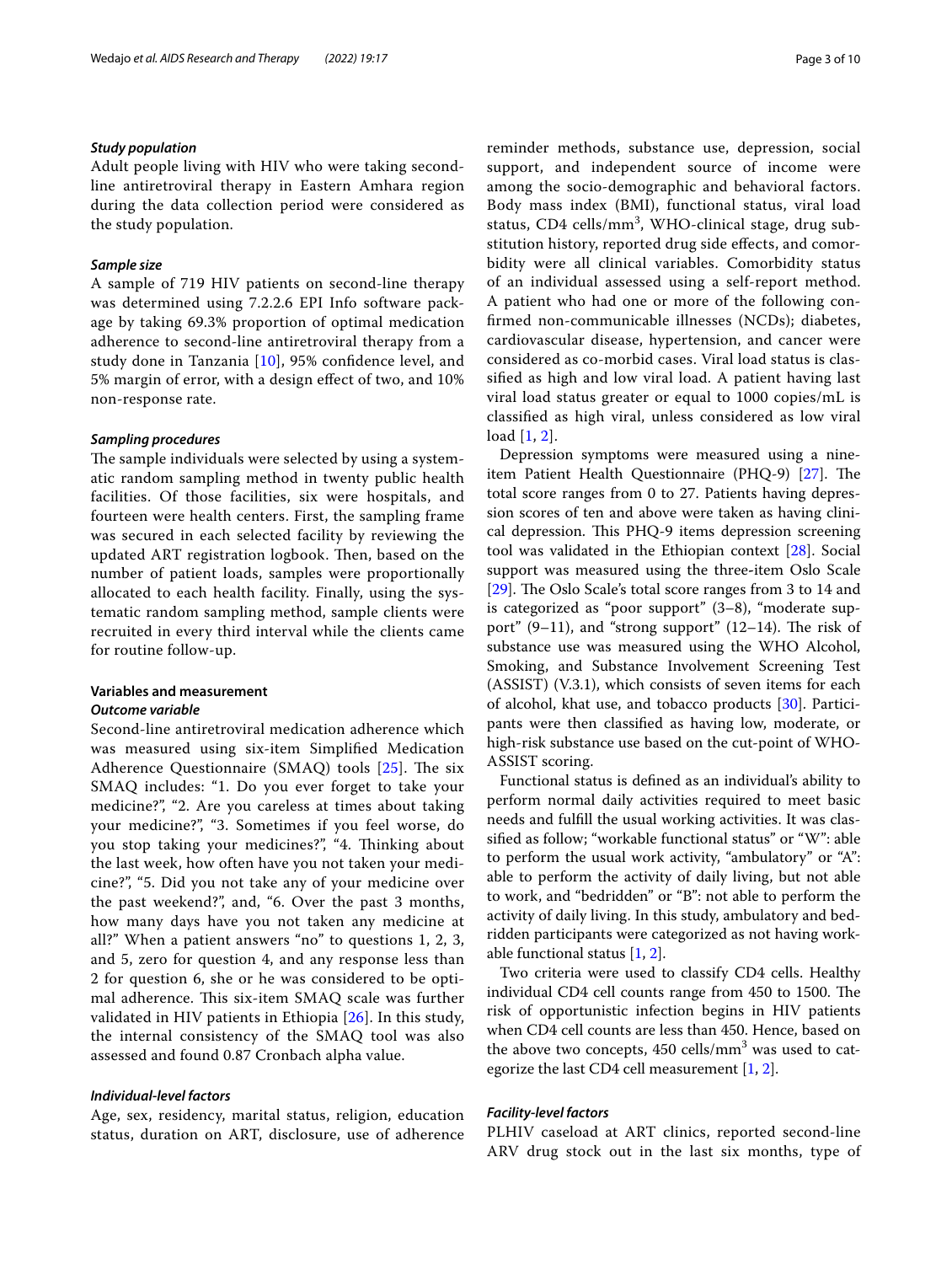#### *Study population*

Adult people living with HIV who were taking second-line antiretroviral therapy in Eastern Amhara region during the data collection period were considered as the study population.

#### *Sample size*

A sample of 719 HIV patients on second-line therapy was determined using 7.2.2.6 EPI Info software package by taking 69.3% proportion of optimal medication adherence to second-line antiretroviral therapy from a study done in Tanzania [10], 95% confidence level, and 5% margin of error, with a design effect of two, and 10% non-response rate.

#### *Sampling procedures*

The sample individuals were selected by using a systematic random sampling method in twenty public health facilities. Of those facilities, six were hospitals, and fourteen were health centers. First, the sampling frame was secured in each selected facility by reviewing the updated ART registration logbook. Then, based on the number of patient loads, samples were proportionally allocated to each health facility. Finally, using the systematic random sampling method, sample clients were recruited in every third interval while the clients came for routine follow-up.

### Variables and measurement

#### *Outcome variable*

Second-line antiretroviral medication adherence which was measured using six-item Simplified Medication Adherence Questionnaire (SMAQ) tools [25]. The six SMAQ includes: "1. Do you ever forget to take your medicine?", "2. Are you careless at times about taking your medicine?", "3. Sometimes if you feel worse, do you stop taking your medicines?", "4. Thinking about the last week, how often have you not taken your medicine?", "5. Did you not take any of your medicine over the past weekend?", and, "6. Over the past 3 months, how many days have you not taken any medicine at all?" When a patient answers "no" to questions 1, 2, 3, and 5, zero for question 4, and any response less than 2 for question 6, she or he was considered to be optimal adherence. This six-item SMAQ scale was further validated in HIV patients in Ethiopia [26]. In this study, the internal consistency of the SMAQ tool was also assessed and found 0.87 Cronbach alpha value.

#### *Individual-level factors*

Age, sex, residency, marital status, religion, education status, duration on ART, disclosure, use of adherence reminder methods, substance use, depression, social support, and independent source of income were among the socio-demographic and behavioral factors. Body mass index (BMI), functional status, viral load status, CD4 cells/mm$^3$, WHO-clinical stage, drug substitution history, reported drug side effects, and comorbidity were all clinical variables. Comorbidity status of an individual assessed using a self-report method. A patient who had one or more of the following confirmed non-communicable illnesses (NCDs); diabetes, cardiovascular disease, hypertension, and cancer were considered as co-morbid cases. Viral load status is classified as high and low viral load. A patient having last viral load status greater or equal to 1000 copies/mL is classified as high viral, unless considered as low viral load [1, 2].

Depression symptoms were measured using a nine-item Patient Health Questionnaire (PHQ-9) [27]. The total score ranges from 0 to 27. Patients having depression scores of ten and above were taken as having clinical depression. This PHQ-9 items depression screening tool was validated in the Ethiopian context [28]. Social support was measured using the three-item Oslo Scale [29]. The Oslo Scale's total score ranges from 3 to 14 and is categorized as "poor support" (3–8), "moderate support" (9–11), and "strong support" (12–14). The risk of substance use was measured using the WHO Alcohol, Smoking, and Substance Involvement Screening Test (ASSIST) (V.3.1), which consists of seven items for each of alcohol, khat use, and tobacco products [30]. Participants were then classified as having low, moderate, or high-risk substance use based on the cut-point of WHO-ASSIST scoring.

Functional status is defined as an individual's ability to perform normal daily activities required to meet basic needs and fulfill the usual working activities. It was classified as follow; "workable functional status" or "W": able to perform the usual work activity, "ambulatory" or "A": able to perform the activity of daily living, but not able to work, and "bedridden" or "B": not able to perform the activity of daily living. In this study, ambulatory and bedridden participants were categorized as not having workable functional status [1, 2].

Two criteria were used to classify CD4 cells. Healthy individual CD4 cell counts range from 450 to 1500. The risk of opportunistic infection begins in HIV patients when CD4 cell counts are less than 450. Hence, based on the above two concepts, 450 cells/mm$^3$ was used to categorize the last CD4 cell measurement [1, 2].

#### *Facility-level factors*

PLHIV caseload at ART clinics, reported second-line ARV drug stock out in the last six months, type of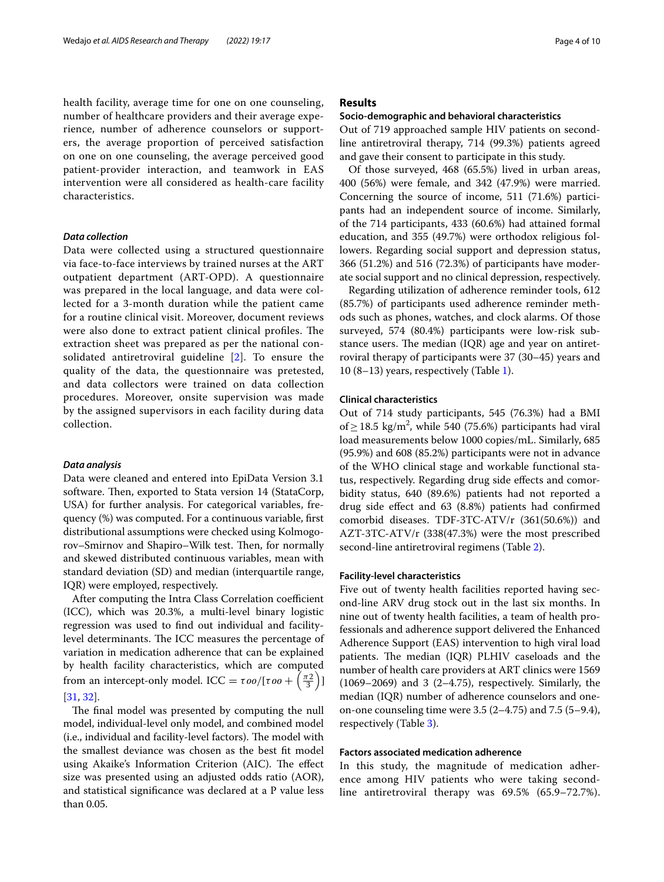health facility, average time for one on one counseling, number of healthcare providers and their average experience, number of adherence counselors or supporters, the average proportion of perceived satisfaction on one on one counseling, the average perceived good patient-provider interaction, and teamwork in EAS intervention were all considered as health-care facility characteristics.

### *Data collection*

Data were collected using a structured questionnaire via face-to-face interviews by trained nurses at the ART outpatient department (ART-OPD). A questionnaire was prepared in the local language, and data were collected for a 3-month duration while the patient came for a routine clinical visit. Moreover, document reviews were also done to extract patient clinical profiles. The extraction sheet was prepared as per the national consolidated antiretroviral guideline [2]. To ensure the quality of the data, the questionnaire was pretested, and data collectors were trained on data collection procedures. Moreover, onsite supervision was made by the assigned supervisors in each facility during data collection.

### *Data analysis*

Data were cleaned and entered into EpiData Version 3.1 software. Then, exported to Stata version 14 (StataCorp, USA) for further analysis. For categorical variables, frequency (%) was computed. For a continuous variable, first distributional assumptions were checked using Kolmogorov–Smirnov and Shapiro–Wilk test. Then, for normally and skewed distributed continuous variables, mean with standard deviation (SD) and median (interquartile range, IQR) were employed, respectively.

After computing the Intra Class Correlation coefficient (ICC), which was 20.3%, a multi-level binary logistic regression was used to find out individual and facility-level determinants. The ICC measures the percentage of variation in medication adherence that can be explained by health facility characteristics, which are computed from an intercept-only model. $ICC = \tau oo/[\tau oo + \left(\frac{\pi 2}{3}\right)]$ [31, 32].

The final model was presented by computing the null model, individual-level only model, and combined model (i.e., individual and facility-level factors). The model with the smallest deviance was chosen as the best fit model using Akaike's Information Criterion (AIC). The effect size was presented using an adjusted odds ratio (AOR), and statistical significance was declared at a P value less than 0.05.

## Results

### Socio-demographic and behavioral characteristics

Out of 719 approached sample HIV patients on second-line antiretroviral therapy, 714 (99.3%) patients agreed and gave their consent to participate in this study.

Of those surveyed, 468 (65.5%) lived in urban areas, 400 (56%) were female, and 342 (47.9%) were married. Concerning the source of income, 511 (71.6%) participants had an independent source of income. Similarly, of the 714 participants, 433 (60.6%) had attained formal education, and 355 (49.7%) were orthodox religious followers. Regarding social support and depression status, 366 (51.2%) and 516 (72.3%) of participants have moderate social support and no clinical depression, respectively.

Regarding utilization of adherence reminder tools, 612 (85.7%) of participants used adherence reminder methods such as phones, watches, and clock alarms. Of those surveyed, 574 (80.4%) participants were low-risk substance users. The median (IQR) age and year on antiretroviral therapy of participants were 37 (30–45) years and 10 (8–13) years, respectively (Table 1).

### Clinical characteristics

Out of 714 study participants, 545 (76.3%) had a BMI of $\geq 18.5$ kg/m$^2$, while 540 (75.6%) participants had viral load measurements below 1000 copies/mL. Similarly, 685 (95.9%) and 608 (85.2%) participants were not in advance of the WHO clinical stage and workable functional status, respectively. Regarding drug side effects and comorbidity status, 640 (89.6%) patients had not reported a drug side effect and 63 (8.8%) patients had confirmed comorbid diseases. TDF-3TC-ATV/r (361(50.6%)) and AZT-3TC-ATV/r (338(47.3%) were the most prescribed second-line antiretroviral regimens (Table 2).

### Facility-level characteristics

Five out of twenty health facilities reported having second-line ARV drug stock out in the last six months. In nine out of twenty health facilities, a team of health professionals and adherence support delivered the Enhanced Adherence Support (EAS) intervention to high viral load patients. The median (IQR) PLHIV caseloads and the number of health care providers at ART clinics were 1569 (1069–2069) and 3 (2–4.75), respectively. Similarly, the median (IQR) number of adherence counselors and one-on-one counseling time were 3.5 (2–4.75) and 7.5 (5–9.4), respectively (Table 3).

### Factors associated medication adherence

In this study, the magnitude of medication adherence among HIV patients who were taking second-line antiretroviral therapy was 69.5% (65.9–72.7%).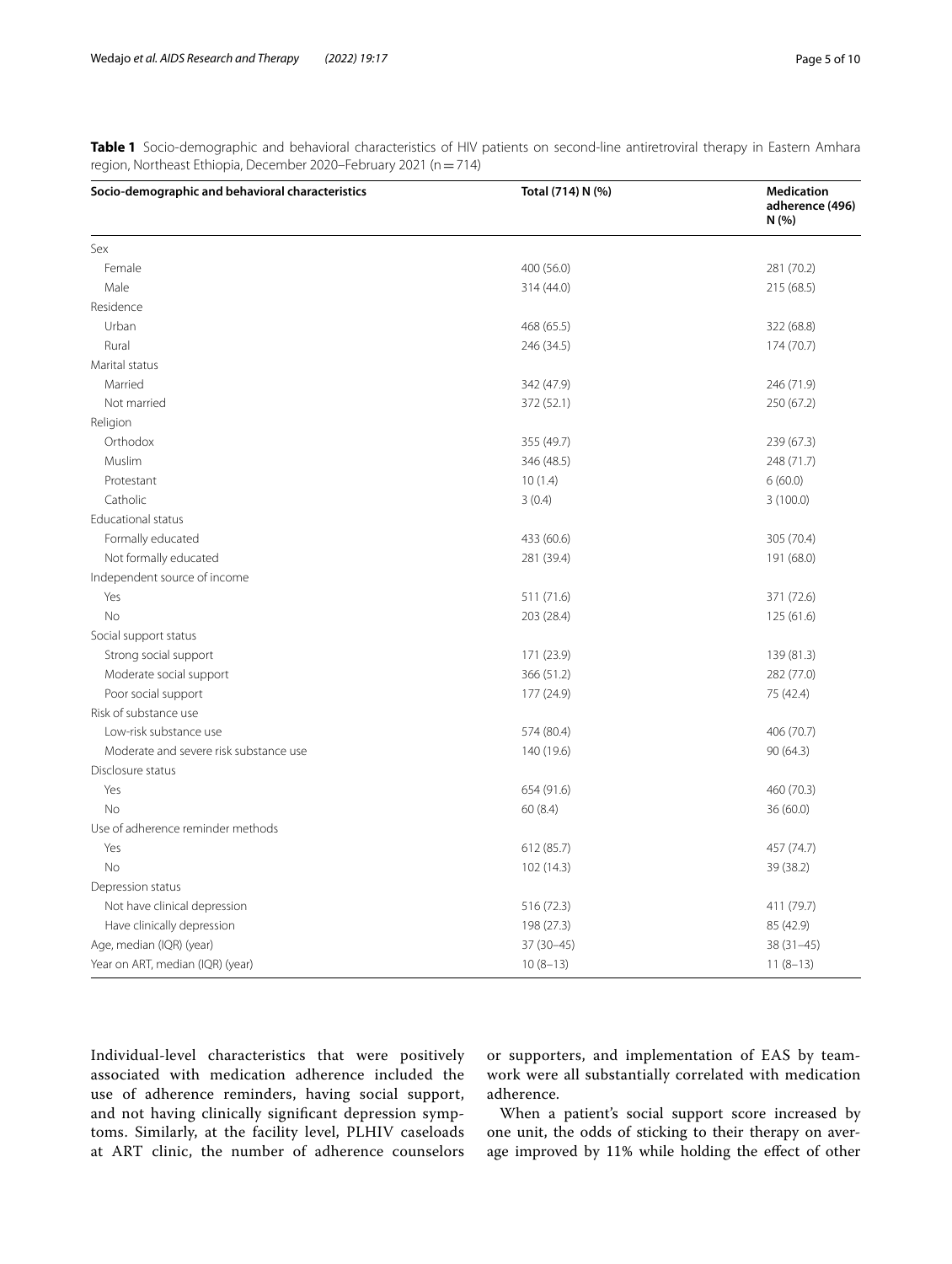**Table 1** Socio-demographic and behavioral characteristics of HIV patients on second-line antiretroviral therapy in Eastern Amhara region, Northeast Ethiopia, December 2020–February 2021 (n = 714)

| Socio-demographic and behavioral characteristics | Total (714) N (%) | Medication adherence (496) N (%) |
|---|---|---|
| Sex | | |
| Female | 400 (56.0) | 281 (70.2) |
| Male | 314 (44.0) | 215 (68.5) |
| Residence | | |
| Urban | 468 (65.5) | 322 (68.8) |
| Rural | 246 (34.5) | 174 (70.7) |
| Marital status | | |
| Married | 342 (47.9) | 246 (71.9) |
| Not married | 372 (52.1) | 250 (67.2) |
| Religion | | |
| Orthodox | 355 (49.7) | 239 (67.3) |
| Muslim | 346 (48.5) | 248 (71.7) |
| Protestant | 10 (1.4) | 6 (60.0) |
| Catholic | 3 (0.4) | 3 (100.0) |
| Educational status | | |
| Formally educated | 433 (60.6) | 305 (70.4) |
| Not formally educated | 281 (39.4) | 191 (68.0) |
| Independent source of income | | |
| Yes | 511 (71.6) | 371 (72.6) |
| No | 203 (28.4) | 125 (61.6) |
| Social support status | | |
| Strong social support | 171 (23.9) | 139 (81.3) |
| Moderate social support | 366 (51.2) | 282 (77.0) |
| Poor social support | 177 (24.9) | 75 (42.4) |
| Risk of substance use | | |
| Low-risk substance use | 574 (80.4) | 406 (70.7) |
| Moderate and severe risk substance use | 140 (19.6) | 90 (64.3) |
| Disclosure status | | |
| Yes | 654 (91.6) | 460 (70.3) |
| No | 60 (8.4) | 36 (60.0) |
| Use of adherence reminder methods | | |
| Yes | 612 (85.7) | 457 (74.7) |
| No | 102 (14.3) | 39 (38.2) |
| Depression status | | |
| Not have clinical depression | 516 (72.3) | 411 (79.7) |
| Have clinically depression | 198 (27.3) | 85 (42.9) |
| Age, median (IQR) (year) | 37 (30–45) | 38 (31–45) |
| Year on ART, median (IQR) (year) | 10 (8–13) | 11 (8–13) |

Individual-level characteristics that were positively associated with medication adherence included the use of adherence reminders, having social support, and not having clinically significant depression symptoms. Similarly, at the facility level, PLHIV caseloads at ART clinic, the number of adherence counselors or supporters, and implementation of EAS by teamwork were all substantially correlated with medication adherence.

When a patient's social support score increased by one unit, the odds of sticking to their therapy on average improved by 11% while holding the effect of other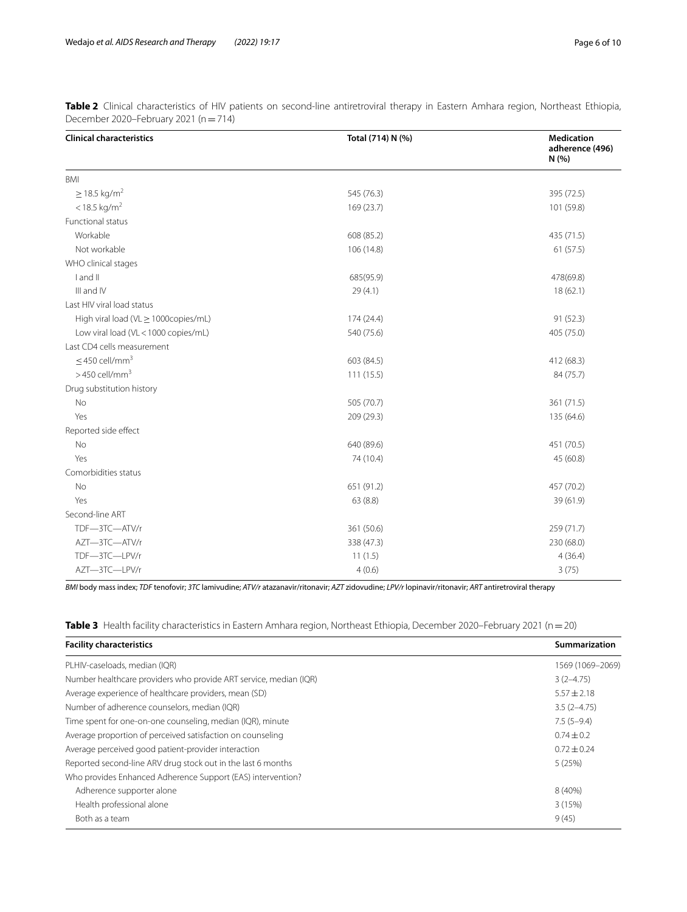**Table 2** Clinical characteristics of HIV patients on second-line antiretroviral therapy in Eastern Amhara region, Northeast Ethiopia, December 2020–February 2021 (n = 714)

| Clinical characteristics | Total (714) N (%) | Medication adherence (496) N (%) |
|---|---|---|
| BMI | | |
| $\geq 18.5$ kg/m$^2$ | 545 (76.3) | 395 (72.5) |
| $< 18.5$ kg/m$^2$ | 169 (23.7) | 101 (59.8) |
| Functional status | | |
| Workable | 608 (85.2) | 435 (71.5) |
| Not workable | 106 (14.8) | 61 (57.5) |
| WHO clinical stages | | |
| I and II | 685(95.9) | 478(69.8) |
| III and IV | 29 (4.1) | 18 (62.1) |
| Last HIV viral load status | | |
| High viral load (VL $\geq$ 1000copies/mL) | 174 (24.4) | 91 (52.3) |
| Low viral load (VL < 1000 copies/mL) | 540 (75.6) | 405 (75.0) |
| Last CD4 cells measurement | | |
| $\leq 450$ cell/mm$^3$ | 603 (84.5) | 412 (68.3) |
| $> 450$ cell/mm$^3$ | 111 (15.5) | 84 (75.7) |
| Drug substitution history | | |
| No | 505 (70.7) | 361 (71.5) |
| Yes | 209 (29.3) | 135 (64.6) |
| Reported side effect | | |
| No | 640 (89.6) | 451 (70.5) |
| Yes | 74 (10.4) | 45 (60.8) |
| Comorbidities status | | |
| No | 651 (91.2) | 457 (70.2) |
| Yes | 63 (8.8) | 39 (61.9) |
| Second-line ART | | |
| TDF—3TC—ATV/r | 361 (50.6) | 259 (71.7) |
| AZT—3TC—ATV/r | 338 (47.3) | 230 (68.0) |
| TDF—3TC—LPV/r | 11 (1.5) | 4 (36.4) |
| AZT—3TC—LPV/r | 4 (0.6) | 3 (75) |

*BMI* body mass index; *TDF* tenofovir; *3TC* lamivudine; *ATV/r* atazanavir/ritonavir; *AZT* zidovudine; *LPV/r* lopinavir/ritonavir; *ART* antiretroviral therapy

**Table 3** Health facility characteristics in Eastern Amhara region, Northeast Ethiopia, December 2020–February 2021 (n = 20)

| Facility characteristics | Summarization |
|---|---|
| PLHIV-caseloads, median (IQR) | 1569 (1069–2069) |
| Number healthcare providers who provide ART service, median (IQR) | 3 (2–4.75) |
| Average experience of healthcare providers, mean (SD) | 5.57 ± 2.18 |
| Number of adherence counselors, median (IQR) | 3.5 (2–4.75) |
| Time spent for one-on-one counseling, median (IQR), minute | 7.5 (5–9.4) |
| Average proportion of perceived satisfaction on counseling | 0.74 ± 0.2 |
| Average perceived good patient-provider interaction | 0.72 ± 0.24 |
| Reported second-line ARV drug stock out in the last 6 months | 5 (25%) |
| Who provides Enhanced Adherence Support (EAS) intervention? | |
| Adherence supporter alone | 8 (40%) |
| Health professional alone | 3 (15%) |
| Both as a team | 9 (45) |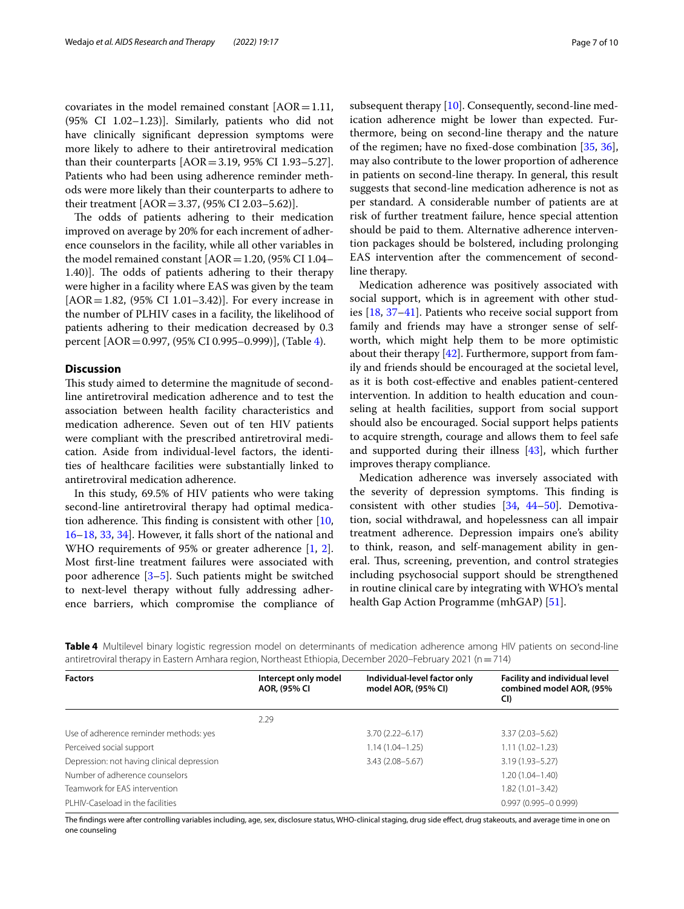covariates in the model remained constant [AOR = 1.11, (95% CI 1.02–1.23)]. Similarly, patients who did not have clinically significant depression symptoms were more likely to adhere to their antiretroviral medication than their counterparts [AOR = 3.19, 95% CI 1.93–5.27]. Patients who had been using adherence reminder methods were more likely than their counterparts to adhere to their treatment [AOR = 3.37, (95% CI 2.03–5.62)].

The odds of patients adhering to their medication improved on average by 20% for each increment of adherence counselors in the facility, while all other variables in the model remained constant [AOR = 1.20, (95% CI 1.04–1.40)]. The odds of patients adhering to their therapy were higher in a facility where EAS was given by the team [AOR = 1.82, (95% CI 1.01–3.42)]. For every increase in the number of PLHIV cases in a facility, the likelihood of patients adhering to their medication decreased by 0.3 percent [AOR = 0.997, (95% CI 0.995–0.999)], (Table 4).

## Discussion

This study aimed to determine the magnitude of second-line antiretroviral medication adherence and to test the association between health facility characteristics and medication adherence. Seven out of ten HIV patients were compliant with the prescribed antiretroviral medication. Aside from individual-level factors, the identities of healthcare facilities were substantially linked to antiretroviral medication adherence.

In this study, 69.5% of HIV patients who were taking second-line antiretroviral therapy had optimal medication adherence. This finding is consistent with other [10, 16–18, 33, 34]. However, it falls short of the national and WHO requirements of 95% or greater adherence [1, 2]. Most first-line treatment failures were associated with poor adherence [3–5]. Such patients might be switched to next-level therapy without fully addressing adherence barriers, which compromise the compliance of subsequent therapy [10]. Consequently, second-line medication adherence might be lower than expected. Furthermore, being on second-line therapy and the nature of the regimen; have no fixed-dose combination [35, 36], may also contribute to the lower proportion of adherence in patients on second-line therapy. In general, this result suggests that second-line medication adherence is not as per standard. A considerable number of patients are at risk of further treatment failure, hence special attention should be paid to them. Alternative adherence intervention packages should be bolstered, including prolonging EAS intervention after the commencement of second-line therapy.

Medication adherence was positively associated with social support, which is in agreement with other studies [18, 37–41]. Patients who receive social support from family and friends may have a stronger sense of self-worth, which might help them to be more optimistic about their therapy [42]. Furthermore, support from family and friends should be encouraged at the societal level, as it is both cost-effective and enables patient-centered intervention. In addition to health education and counseling at health facilities, support from social support should also be encouraged. Social support helps patients to acquire strength, courage and allows them to feel safe and supported during their illness [43], which further improves therapy compliance.

Medication adherence was inversely associated with the severity of depression symptoms. This finding is consistent with other studies [34, 44–50]. Demotivation, social withdrawal, and hopelessness can all impair treatment adherence. Depression impairs one's ability to think, reason, and self-management ability in general. Thus, screening, prevention, and control strategies including psychosocial support should be strengthened in routine clinical care by integrating with WHO's mental health Gap Action Programme (mhGAP) [51].

**Table 4** Multilevel binary logistic regression model on determinants of medication adherence among HIV patients on second-line antiretroviral therapy in Eastern Amhara region, Northeast Ethiopia, December 2020–February 2021 (n = 714)

| Factors | Intercept only model AOR, (95% CI | Individual-level factor only model AOR, (95% CI) | Facility and individual level combined model AOR, (95% CI) |
|---|---|---|---|
| | 2.29 | | |
| Use of adherence reminder methods: yes | | 3.70 (2.22–6.17) | 3.37 (2.03–5.62) |
| Perceived social support | | 1.14 (1.04–1.25) | 1.11 (1.02–1.23) |
| Depression: not having clinical depression | | 3.43 (2.08–5.67) | 3.19 (1.93–5.27) |
| Number of adherence counselors | | | 1.20 (1.04–1.40) |
| Teamwork for EAS intervention | | | 1.82 (1.01–3.42) |
| PLHIV-Caseload in the facilities | | | 0.997 (0.995–0 0.999) |

The findings were after controlling variables including, age, sex, disclosure status, WHO-clinical staging, drug side effect, drug stakeouts, and average time in one on one counseling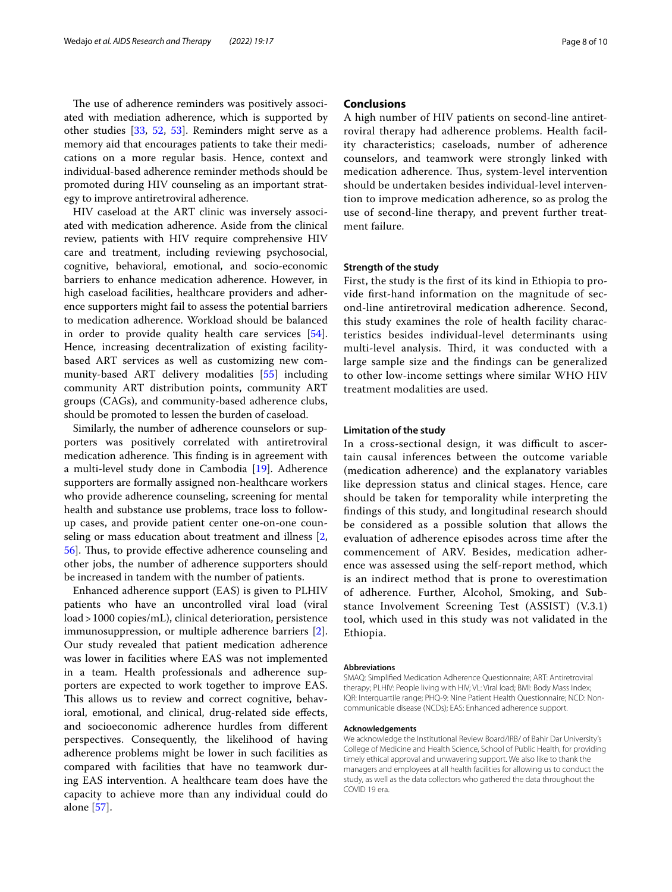The use of adherence reminders was positively associated with mediation adherence, which is supported by other studies [33, 52, 53]. Reminders might serve as a memory aid that encourages patients to take their medications on a more regular basis. Hence, context and individual-based adherence reminder methods should be promoted during HIV counseling as an important strategy to improve antiretroviral adherence.

HIV caseload at the ART clinic was inversely associated with medication adherence. Aside from the clinical review, patients with HIV require comprehensive HIV care and treatment, including reviewing psychosocial, cognitive, behavioral, emotional, and socio-economic barriers to enhance medication adherence. However, in high caseload facilities, healthcare providers and adherence supporters might fail to assess the potential barriers to medication adherence. Workload should be balanced in order to provide quality health care services [54]. Hence, increasing decentralization of existing facility-based ART services as well as customizing new community-based ART delivery modalities [55] including community ART distribution points, community ART groups (CAGs), and community-based adherence clubs, should be promoted to lessen the burden of caseload.

Similarly, the number of adherence counselors or supporters was positively correlated with antiretroviral medication adherence. This finding is in agreement with a multi-level study done in Cambodia [19]. Adherence supporters are formally assigned non-healthcare workers who provide adherence counseling, screening for mental health and substance use problems, trace loss to follow-up cases, and provide patient center one-on-one counseling or mass education about treatment and illness [2, 56]. Thus, to provide effective adherence counseling and other jobs, the number of adherence supporters should be increased in tandem with the number of patients.

Enhanced adherence support (EAS) is given to PLHIV patients who have an uncontrolled viral load (viral load > 1000 copies/mL), clinical deterioration, persistence immunosuppression, or multiple adherence barriers [2]. Our study revealed that patient medication adherence was lower in facilities where EAS was not implemented in a team. Health professionals and adherence supporters are expected to work together to improve EAS. This allows us to review and correct cognitive, behavioral, emotional, and clinical, drug-related side effects, and socioeconomic adherence hurdles from different perspectives. Consequently, the likelihood of having adherence problems might be lower in such facilities as compared with facilities that have no teamwork during EAS intervention. A healthcare team does have the capacity to achieve more than any individual could do alone [57].

## Conclusions

A high number of HIV patients on second-line antiretroviral therapy had adherence problems. Health facility characteristics; caseloads, number of adherence counselors, and teamwork were strongly linked with medication adherence. Thus, system-level intervention should be undertaken besides individual-level intervention to improve medication adherence, so as prolog the use of second-line therapy, and prevent further treatment failure.

### Strength of the study

First, the study is the first of its kind in Ethiopia to provide first-hand information on the magnitude of second-line antiretroviral medication adherence. Second, this study examines the role of health facility characteristics besides individual-level determinants using multi-level analysis. Third, it was conducted with a large sample size and the findings can be generalized to other low-income settings where similar WHO HIV treatment modalities are used.

### Limitation of the study

In a cross-sectional design, it was difficult to ascertain causal inferences between the outcome variable (medication adherence) and the explanatory variables like depression status and clinical stages. Hence, care should be taken for temporality while interpreting the findings of this study, and longitudinal research should be considered as a possible solution that allows the evaluation of adherence episodes across time after the commencement of ARV. Besides, medication adherence was assessed using the self-report method, which is an indirect method that is prone to overestimation of adherence. Further, Alcohol, Smoking, and Substance Involvement Screening Test (ASSIST) (V.3.1) tool, which used in this study was not validated in the Ethiopia.

#### Abbreviations

SMAQ: Simplified Medication Adherence Questionnaire; ART: Antiretroviral therapy; PLHIV: People living with HIV; VL: Viral load; BMI: Body Mass Index; IQR: Interquartile range; PHQ-9: Nine Patient Health Questionnaire; NCD: Non-communicable disease (NCDs); EAS: Enhanced adherence support.

#### Acknowledgements

We acknowledge the Institutional Review Board/IRB/ of Bahir Dar University's College of Medicine and Health Science, School of Public Health, for providing timely ethical approval and unwavering support. We also like to thank the managers and employees at all health facilities for allowing us to conduct the study, as well as the data collectors who gathered the data throughout the COVID 19 era.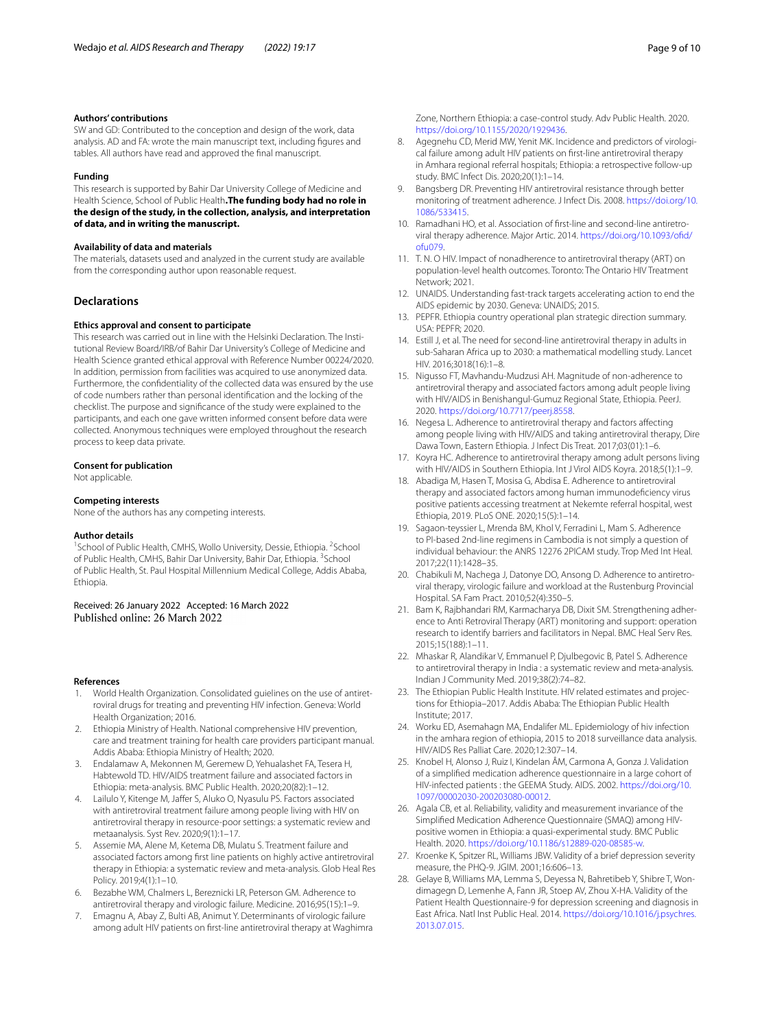### Authors' contributions

SW and GD: Contributed to the conception and design of the work, data analysis. AD and FA: wrote the main manuscript text, including figures and tables. All authors have read and approved the final manuscript.

### Funding

This research is supported by Bahir Dar University College of Medicine and Health Science, School of Public Health.**The funding body had no role in the design of the study, in the collection, analysis, and interpretation of data, and in writing the manuscript.**

### Availability of data and materials

The materials, datasets used and analyzed in the current study are available from the corresponding author upon reasonable request.

## Declarations

### Ethics approval and consent to participate

This research was carried out in line with the Helsinki Declaration. The Institutional Review Board/IRB/of Bahir Dar University's College of Medicine and Health Science granted ethical approval with Reference Number 00224/2020. In addition, permission from facilities was acquired to use anonymized data. Furthermore, the confidentiality of the collected data was ensured by the use of code numbers rather than personal identification and the locking of the checklist. The purpose and significance of the study were explained to the participants, and each one gave written informed consent before data were collected. Anonymous techniques were employed throughout the research process to keep data private.

### Consent for publication

Not applicable.

### Competing interests

None of the authors has any competing interests.

### Author details

[1]School of Public Health, CMHS, Wollo University, Dessie, Ethiopia. [2]School of Public Health, CMHS, Bahir Dar University, Bahir Dar, Ethiopia. [3]School of Public Health, St. Paul Hospital Millennium Medical College, Addis Ababa, Ethiopia.

Received: 26 January 2022 Accepted: 16 March 2022
Published online: 26 March 2022

### References

1. World Health Organization. Consolidated guidelines on the use of antiretroviral drugs for treating and preventing HIV infection. Geneva: World Health Organization; 2016.
2. Ethiopia Ministry of Health. National comprehensive HIV prevention, care and treatment training for health care providers participant manual. Addis Ababa: Ethiopia Ministry of Health; 2020.
3. Endalamaw A, Mekonnen M, Geremew D, Yehualashet FA, Tesera H, Habtewold TD. HIV/AIDS treatment failure and associated factors in Ethiopia: meta-analysis. BMC Public Health. 2020;20(82):1–12.
4. Lailulo Y, Kitenge M, Jaffer S, Aluko O, Nyasulu PS. Factors associated with antiretroviral treatment failure among people living with HIV on antiretroviral therapy in resource-poor settings: a systematic review and metaanalysis. Syst Rev. 2020;9(1):1–17.
5. Assemie MA, Alene M, Ketema DB, Mulatu S. Treatment failure and associated factors among first line patients on highly active antiretroviral therapy in Ethiopia: a systematic review and meta-analysis. Glob Heal Res Policy. 2019;4(1):1–10.
6. Bezabhe WM, Chalmers L, Bereznicki LR, Peterson GM. Adherence to antiretroviral therapy and virologic failure. Medicine. 2016;95(15):1–9.
7. Emagnu A, Abay Z, Bulti AB, Animut Y. Determinants of virologic failure among adult HIV patients on first-line antiretroviral therapy at Waghimra Zone, Northern Ethiopia: a case-control study. Adv Public Health. 2020. https://doi.org/10.1155/2020/1929436.
8. Agegnehu CD, Merid MW, Yenit MK. Incidence and predictors of virological failure among adult HIV patients on first-line antiretroviral therapy in Amhara regional referral hospitals; Ethiopia: a retrospective follow-up study. BMC Infect Dis. 2020;20(1):1–14.
9. Bangsberg DR. Preventing HIV antiretroviral resistance through better monitoring of treatment adherence. J Infect Dis. 2008. https://doi.org/10.1086/533415.
10. Ramadhani HO, et al. Association of first-line and second-line antiretroviral therapy adherence. Major Artic. 2014. https://doi.org/10.1093/ofid/ofu079.
11. T. N. O HIV. Impact of nonadherence to antiretroviral therapy (ART) on population-level health outcomes. Toronto: The Ontario HIV Treatment Network; 2021.
12. UNAIDS. Understanding fast-track targets accelerating action to end the AIDS epidemic by 2030. Geneva: UNAIDS; 2015.
13. PEPFR. Ethiopia country operational plan strategic direction summary. USA: PEPFR; 2020.
14. Estill J, et al. The need for second-line antiretroviral therapy in adults in sub-Saharan Africa up to 2030: a mathematical modelling study. Lancet HIV. 2016;3018(16):1–8.
15. Nigusso FT, Mavhandu-Mudzusi AH. Magnitude of non-adherence to antiretroviral therapy and associated factors among adult people living with HIV/AIDS in Benishangul-Gumuz Regional State, Ethiopia. PeerJ. 2020. https://doi.org/10.7717/peerj.8558.
16. Negesa L. Adherence to antiretroviral therapy and factors affecting among people living with HIV/AIDS and taking antiretroviral therapy, Dire Dawa Town, Eastern Ethiopia. J Infect Dis Treat. 2017;03(01):1–6.
17. Koyra HC. Adherence to antiretroviral therapy among adult persons living with HIV/AIDS in Southern Ethiopia. Int J Virol AIDS Koyra. 2018;5(1):1–9.
18. Abadiga M, Hasen T, Mosisa G, Abdisa E. Adherence to antiretroviral therapy and associated factors among human immunodeficiency virus positive patients accessing treatment at Nekemte referral hospital, west Ethiopia, 2019. PLoS ONE. 2020;15(5):1–14.
19. Sagaon-teyssier L, Mrenda BM, Khol V, Ferradini L, Mam S. Adherence to PI-based 2nd-line regimens in Cambodia is not simply a question of individual behaviour: the ANRS 12276 2PICAM study. Trop Med Int Heal. 2017;22(11):1428–35.
20. Chabikuli M, Nachega J, Datonye DO, Ansong D. Adherence to antiretroviral therapy, virologic failure and workload at the Rustenburg Provincial Hospital. SA Fam Pract. 2010;52(4):350–5.
21. Bam K, Rajbhandari RM, Karmacharya DB, Dixit SM. Strengthening adherence to Anti Retroviral Therapy (ART) monitoring and support: operation research to identify barriers and facilitators in Nepal. BMC Heal Serv Res. 2015;15(188):1–11.
22. Mhaskar R, Alandikar V, Emmanuel P, Djulbegovic B, Patel S. Adherence to antiretroviral therapy in India : a systematic review and meta-analysis. Indian J Community Med. 2019;38(2):74–82.
23. The Ethiopian Public Health Institute. HIV related estimates and projections for Ethiopia–2017. Addis Ababa: The Ethiopian Public Health Institute; 2017.
24. Worku ED, Asemahagn MA, Endalifer ML. Epidemiology of hiv infection in the amhara region of ethiopia, 2015 to 2018 surveillance data analysis. HIV/AIDS Res Palliat Care. 2020;12:307–14.
25. Knobel H, Alonso J, Ruiz I, Kindelan ÂM, Carmona A, Gonza J. Validation of a simplified medication adherence questionnaire in a large cohort of HIV-infected patients : the GEEMA Study. AIDS. 2002. https://doi.org/10.1097/00002030-200203080-00012.
26. Agala CB, et al. Reliability, validity and measurement invariance of the Simplified Medication Adherence Questionnaire (SMAQ) among HIV-positive women in Ethiopia: a quasi-experimental study. BMC Public Health. 2020. https://doi.org/10.1186/s12889-020-08585-w.
27. Kroenke K, Spitzer RL, Williams JBW. Validity of a brief depression severity measure, the PHQ-9. JGIM. 2001;16:606–13.
28. Gelaye B, Williams MA, Lemma S, Deyessa N, Bahretibeb Y, Shibre T, Wondimagegn D, Lemenhe A, Fann JR, Stoep AV, Zhou X-HA. Validity of the Patient Health Questionnaire-9 for depression screening and diagnosis in East Africa. Natl Inst Public Heal. 2014. https://doi.org/10.1016/j.psychres.2013.07.015.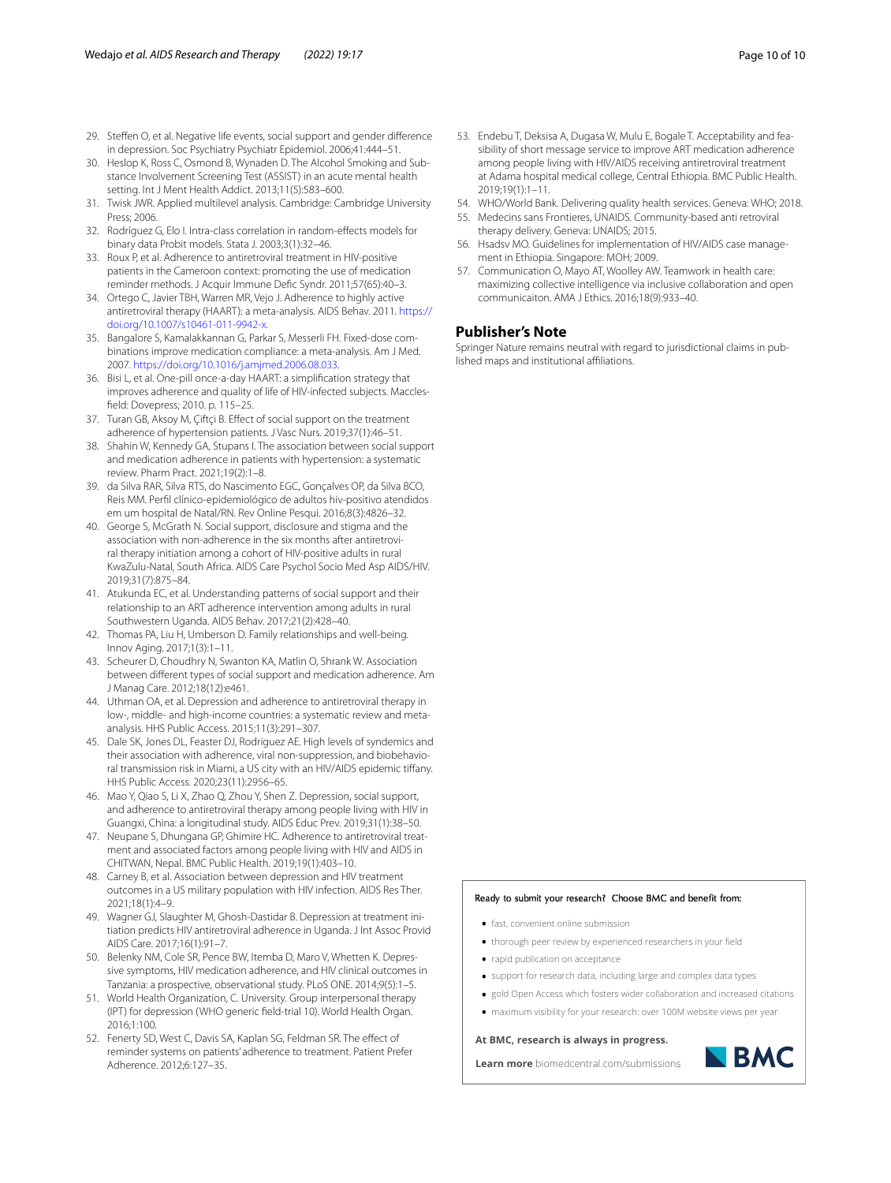29. Steffen O, et al. Negative life events, social support and gender difference in depression. Soc Psychiatry Psychiatr Epidemiol. 2006;41:444–51.
30. Heslop K, Ross C, Osmond B, Wynaden D. The Alcohol Smoking and Substance Involvement Screening Test (ASSIST) in an acute mental health setting. Int J Ment Health Addict. 2013;11(5):583–600.
31. Twisk JWR. Applied multilevel analysis. Cambridge: Cambridge University Press; 2006.
32. Rodríguez G, Elo I. Intra-class correlation in random-effects models for binary data Probit models. Stata J. 2003;3(1):32–46.
33. Roux P, et al. Adherence to antiretroviral treatment in HIV-positive patients in the Cameroon context: promoting the use of medication reminder methods. J Acquir Immune Defic Syndr. 2011;57(65):40–3.
34. Ortego C, Javier TBH, Warren MR, Vejo J. Adherence to highly active antiretroviral therapy (HAART): a meta-analysis. AIDS Behav. 2011. https://doi.org/10.1007/s10461-011-9942-x.
35. Bangalore S, Kamalakkannan G, Parkar S, Messerli FH. Fixed-dose combinations improve medication compliance: a meta-analysis. Am J Med. 2007. https://doi.org/10.1016/j.amjmed.2006.08.033.
36. Bisi L, et al. One-pill once-a-day HAART: a simplification strategy that improves adherence and quality of life of HIV-infected subjects. Macclesfield: Dovepress; 2010. p. 115–25.
37. Turan GB, Aksoy M, Çiftçi B. Effect of social support on the treatment adherence of hypertension patients. J Vasc Nurs. 2019;37(1):46–51.
38. Shahin W, Kennedy GA, Stupans I. The association between social support and medication adherence in patients with hypertension: a systematic review. Pharm Pract. 2021;19(2):1–8.
39. da Silva RAR, Silva RTS, do Nascimento EGC, Gonçalves OP, da Silva BCO, Reis MM. Perfil clínico-epidemiológico de adultos hiv-positivo atendidos em um hospital de Natal/RN. Rev Online Pesqui. 2016;8(3):4826–32.
40. George S, McGrath N. Social support, disclosure and stigma and the association with non-adherence in the six months after antiretroviral therapy initiation among a cohort of HIV-positive adults in rural KwaZulu-Natal, South Africa. AIDS Care Psychol Socio Med Asp AIDS/HIV. 2019;31(7):875–84.
41. Atukunda EC, et al. Understanding patterns of social support and their relationship to an ART adherence intervention among adults in rural Southwestern Uganda. AIDS Behav. 2017;21(2):428–40.
42. Thomas PA, Liu H, Umberson D. Family relationships and well-being. Innov Aging. 2017;1(3):1–11.
43. Scheurer D, Choudhry N, Swanton KA, Matlin O, Shrank W. Association between different types of social support and medication adherence. Am J Manag Care. 2012;18(12):e461.
44. Uthman OA, et al. Depression and adherence to antiretroviral therapy in low-, middle- and high-income countries: a systematic review and meta-analysis. HHS Public Access. 2015;11(3):291–307.
45. Dale SK, Jones DL, Feaster DJ, Rodriguez AE. High levels of syndemics and their association with adherence, viral non-suppression, and biobehavioral transmission risk in Miami, a US city with an HIV/AIDS epidemic tiffany. HHS Public Access. 2020;23(11):2956–65.
46. Mao Y, Qiao S, Li X, Zhao Q, Zhou Y, Shen Z. Depression, social support, and adherence to antiretroviral therapy among people living with HIV in Guangxi, China: a longitudinal study. AIDS Educ Prev. 2019;31(1):38–50.
47. Neupane S, Dhungana GP, Ghimire HC. Adherence to antiretroviral treatment and associated factors among people living with HIV and AIDS in CHITWAN, Nepal. BMC Public Health. 2019;19(1):403–10.
48. Carney B, et al. Association between depression and HIV treatment outcomes in a US military population with HIV infection. AIDS Res Ther. 2021;18(1):4–9.
49. Wagner GJ, Slaughter M, Ghosh-Dastidar B. Depression at treatment initiation predicts HIV antiretroviral adherence in Uganda. J Int Assoc Provid AIDS Care. 2017;16(1):91–7.
50. Belenky NM, Cole SR, Pence BW, Itemba D, Maro V, Whetten K. Depressive symptoms, HIV medication adherence, and HIV clinical outcomes in Tanzania: a prospective, observational study. PLoS ONE. 2014;9(5):1–5.
51. World Health Organization, C. University. Group interpersonal therapy (IPT) for depression (WHO generic field-trial 10). World Health Organ. 2016;1:100.
52. Fenerty SD, West C, Davis SA, Kaplan SG, Feldman SR. The effect of reminder systems on patients' adherence to treatment. Patient Prefer Adherence. 2012;6:127–35.
53. Endebu T, Deksisa A, Dugasa W, Mulu E, Bogale T. Acceptability and feasibility of short message service to improve ART medication adherence among people living with HIV/AIDS receiving antiretroviral treatment at Adama hospital medical college, Central Ethiopia. BMC Public Health. 2019;19(1):1–11.
54. WHO/World Bank. Delivering quality health services. Geneva: WHO; 2018.
55. Medecins sans Frontieres, UNAIDS. Community-based anti retroviral therapy delivery. Geneva: UNAIDS; 2015.
56. Hsadsv MO. Guidelines for implementation of HIV/AIDS case management in Ethiopia. Singapore: MOH; 2009.
57. Communication O, Mayo AT, Woolley AW. Teamwork in health care: maximizing collective intelligence via inclusive collaboration and open communicaiton. AMA J Ethics. 2016;18(9):933–40.

## Publisher's Note

Springer Nature remains neutral with regard to jurisdictional claims in published maps and institutional affiliations.

Ready to submit your research? Choose BMC and benefit from:

- fast, convenient online submission
- thorough peer review by experienced researchers in your field
- rapid publication on acceptance
- support for research data, including large and complex data types
- gold Open Access which fosters wider collaboration and increased citations
- maximum visibility for your research: over 100M website views per year

**At BMC, research is always in progress.**

**Learn more** biomedcentral.com/submissions

BMC